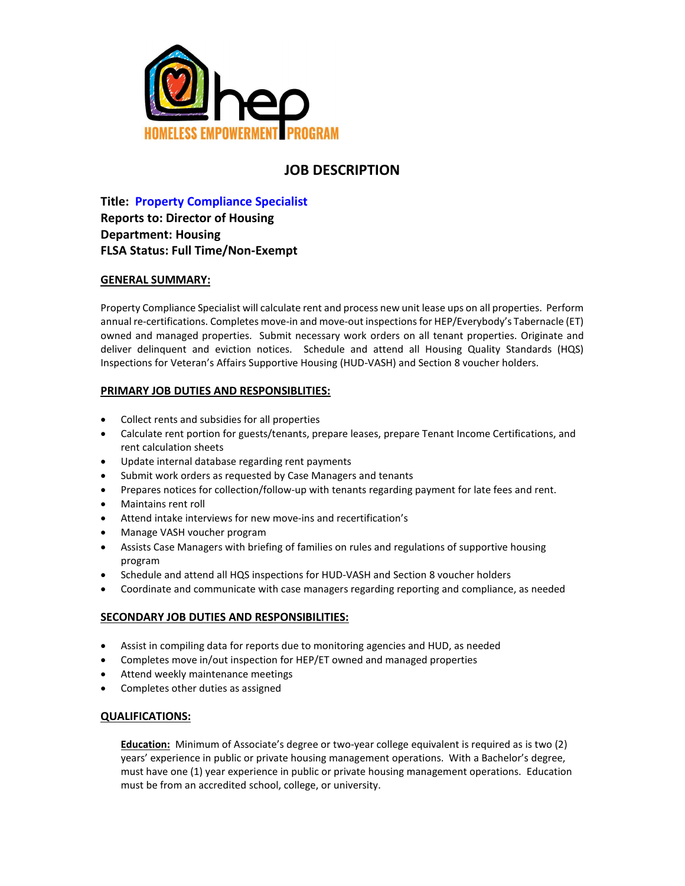hep

HOMELESS EMPOWERMENT PROGRAM

# JOB DESCRIPTION

**Title: Property Compliance Specialist**
**Reports to: Director of Housing**
**Department: Housing**
**FLSA Status: Full Time/Non-Exempt**

## GENERAL SUMMARY:

Property Compliance Specialist will calculate rent and process new unit lease ups on all properties. Perform annual re-certifications. Completes move-in and move-out inspections for HEP/Everybody's Tabernacle (ET) owned and managed properties. Submit necessary work orders on all tenant properties. Originate and deliver delinquent and eviction notices. Schedule and attend all Housing Quality Standards (HQS) Inspections for Veteran's Affairs Supportive Housing (HUD-VASH) and Section 8 voucher holders.

## PRIMARY JOB DUTIES AND RESPONSIBLITIES:

- Collect rents and subsidies for all properties
- Calculate rent portion for guests/tenants, prepare leases, prepare Tenant Income Certifications, and rent calculation sheets
- Update internal database regarding rent payments
- Submit work orders as requested by Case Managers and tenants
- Prepares notices for collection/follow-up with tenants regarding payment for late fees and rent.
- Maintains rent roll
- Attend intake interviews for new move-ins and recertification's
- Manage VASH voucher program
- Assists Case Managers with briefing of families on rules and regulations of supportive housing program
- Schedule and attend all HQS inspections for HUD-VASH and Section 8 voucher holders
- Coordinate and communicate with case managers regarding reporting and compliance, as needed

## SECONDARY JOB DUTIES AND RESPONSIBILITIES:

- Assist in compiling data for reports due to monitoring agencies and HUD, as needed
- Completes move in/out inspection for HEP/ET owned and managed properties
- Attend weekly maintenance meetings
- Completes other duties as assigned

## QUALIFICATIONS:

**Education:** Minimum of Associate's degree or two-year college equivalent is required as is two (2) years' experience in public or private housing management operations. With a Bachelor's degree, must have one (1) year experience in public or private housing management operations. Education must be from an accredited school, college, or university.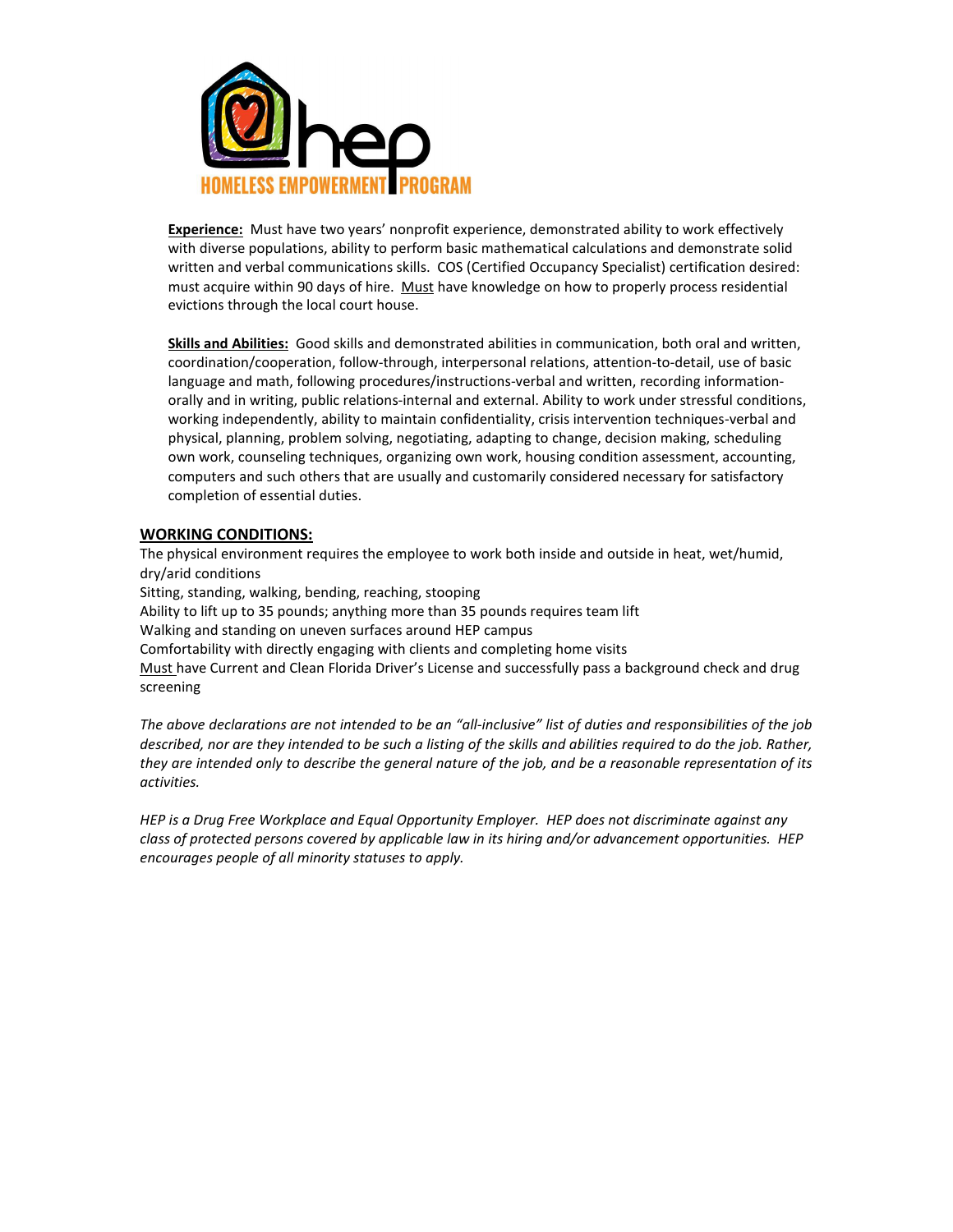**HOMELESS EMPOWERMENT PROGRAM**

**Experience:** Must have two years' nonprofit experience, demonstrated ability to work effectively with diverse populations, ability to perform basic mathematical calculations and demonstrate solid written and verbal communications skills. COS (Certified Occupancy Specialist) certification desired: must acquire within 90 days of hire. Must have knowledge on how to properly process residential evictions through the local court house.

**Skills and Abilities:** Good skills and demonstrated abilities in communication, both oral and written, coordination/cooperation, follow-through, interpersonal relations, attention-to-detail, use of basic language and math, following procedures/instructions-verbal and written, recording information-orally and in writing, public relations-internal and external. Ability to work under stressful conditions, working independently, ability to maintain confidentiality, crisis intervention techniques-verbal and physical, planning, problem solving, negotiating, adapting to change, decision making, scheduling own work, counseling techniques, organizing own work, housing condition assessment, accounting, computers and such others that are usually and customarily considered necessary for satisfactory completion of essential duties.

## WORKING CONDITIONS:

The physical environment requires the employee to work both inside and outside in heat, wet/humid, dry/arid conditions

Sitting, standing, walking, bending, reaching, stooping

Ability to lift up to 35 pounds; anything more than 35 pounds requires team lift

Walking and standing on uneven surfaces around HEP campus

Comfortability with directly engaging with clients and completing home visits

Must have Current and Clean Florida Driver's License and successfully pass a background check and drug screening

*The above declarations are not intended to be an "all-inclusive" list of duties and responsibilities of the job described, nor are they intended to be such a listing of the skills and abilities required to do the job. Rather, they are intended only to describe the general nature of the job, and be a reasonable representation of its activities.*

*HEP is a Drug Free Workplace and Equal Opportunity Employer. HEP does not discriminate against any class of protected persons covered by applicable law in its hiring and/or advancement opportunities. HEP encourages people of all minority statuses to apply.*